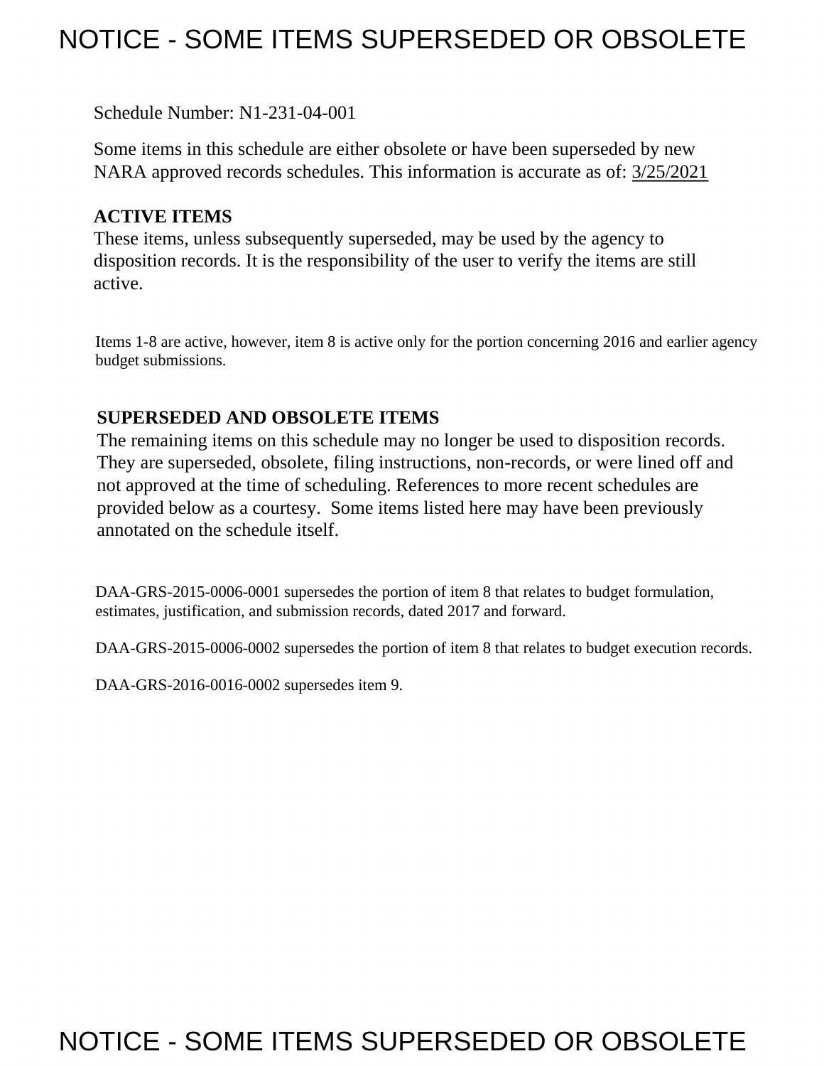# NOTICE - SOME ITEMS SUPERSEDED OR OBSOLETE

Schedule Number: N1-231-04-001

Some items in this schedule are either obsolete or have been superseded by new NARA approved records schedules. This information is accurate as of: 3/25/2021

**ACTIVE ITEMS**

These items, unless subsequently superseded, may be used by the agency to disposition records. It is the responsibility of the user to verify the items are still active.

Items 1-8 are active, however, item 8 is active only for the portion concerning 2016 and earlier agency budget submissions.

**SUPERSEDED AND OBSOLETE ITEMS**

The remaining items on this schedule may no longer be used to disposition records. They are superseded, obsolete, filing instructions, non-records, or were lined off and not approved at the time of scheduling. References to more recent schedules are provided below as a courtesy. Some items listed here may have been previously annotated on the schedule itself.

DAA-GRS-2015-0006-0001 supersedes the portion of item 8 that relates to budget formulation, estimates, justification, and submission records, dated 2017 and forward.

DAA-GRS-2015-0006-0002 supersedes the portion of item 8 that relates to budget execution records.

DAA-GRS-2016-0016-0002 supersedes item 9.

NOTICE - SOME ITEMS SUPERSEDED OR OBSOLETE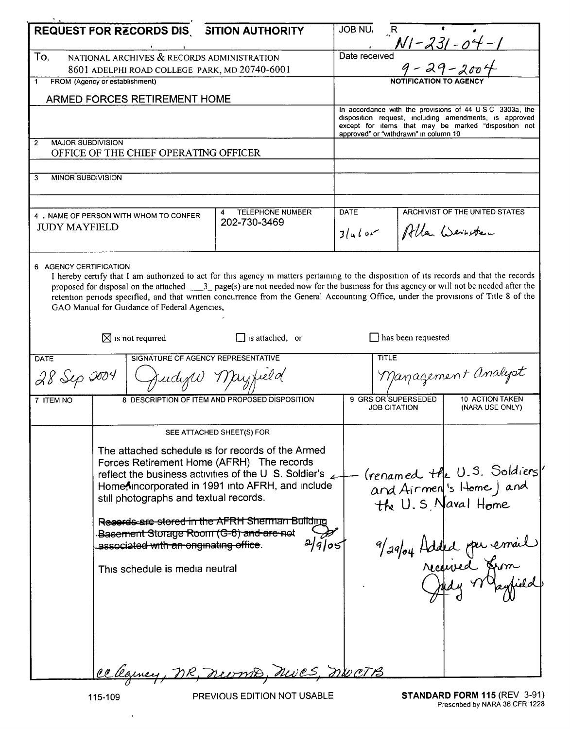# REQUEST FOR RECORDS DISPOSITION AUTHORITY

| | |
|---|---|
| JOB NUMBER | N1-231-04-1 |
| Date received | 9-29-2004 |

To. NATIONAL ARCHIVES & RECORDS ADMINISTRATION
8601 ADELPHI ROAD COLLEGE PARK, MD 20740-6001

**NOTIFICATION TO AGENCY**

In accordance with the provisions of 44 U S C 3303a, the disposition request, including amendments, is approved except for items that may be marked "disposition not approved" or "withdrawn" in column 10

1 FROM (Agency or establishment)
ARMED FORCES RETIREMENT HOME

2 MAJOR SUBDIVISION
OFFICE OF THE CHIEF OPERATING OFFICER

3 MINOR SUBDIVISION

| 4. NAME OF PERSON WITH WHOM TO CONFER | 4 TELEPHONE NUMBER | DATE | ARCHIVIST OF THE UNITED STATES |
|---|---|---|---|
| JUDY MAYFIELD | 202-730-3469 | 3/4/05 | Allen Weinstein |

6 AGENCY CERTIFICATION

I hereby certify that I am authorized to act for this agency in matters pertaining to the disposition of its records and that the records proposed for disposal on the attached \_\_3\_ page(s) are not needed now for the business for this agency or will not be needed after the retention periods specified, and that written concurrence from the General Accounting Office, under the provisions of Title 8 of the GAO Manual for Guidance of Federal Agencies,

☒ is not required ☐ is attached, or ☐ has been requested

| DATE | SIGNATURE OF AGENCY REPRESENTATIVE | TITLE |
|---|---|---|
| 28 Sep 2004 | Judy W Mayfield | Management Analyst |

| 7 ITEM NO | 8 DESCRIPTION OF ITEM AND PROPOSED DISPOSITION | 9 GRS OR SUPERSEDED JOB CITATION | 10 ACTION TAKEN (NARA USE ONLY) |
|---|---|---|---|
| | SEE ATTACHED SHEET(S) FOR | | |

The attached schedule is for records of the Armed Forces Retirement Home (AFRH) The records reflect the business activities of the U S. Soldier's Home (renamed the U.S. Soldiers' and Airmen's Home) and the U.S. Naval Home, incorporated in 1991 into AFRH, and include still photographs and textual records.

~~Records are stored in the AFRH Sherman Building Basement Storage Room (G-6) and are not associated with an originating office.~~ 2/9/05

This schedule is media neutral

9/29/04 Added per email received from Judy Mayfield

cc Agency, NR, NWMD, NWCS, NWCTB

115-109 PREVIOUS EDITION NOT USABLE **STANDARD FORM 115** (REV 3-91) Prescribed by NARA 36 CFR 1228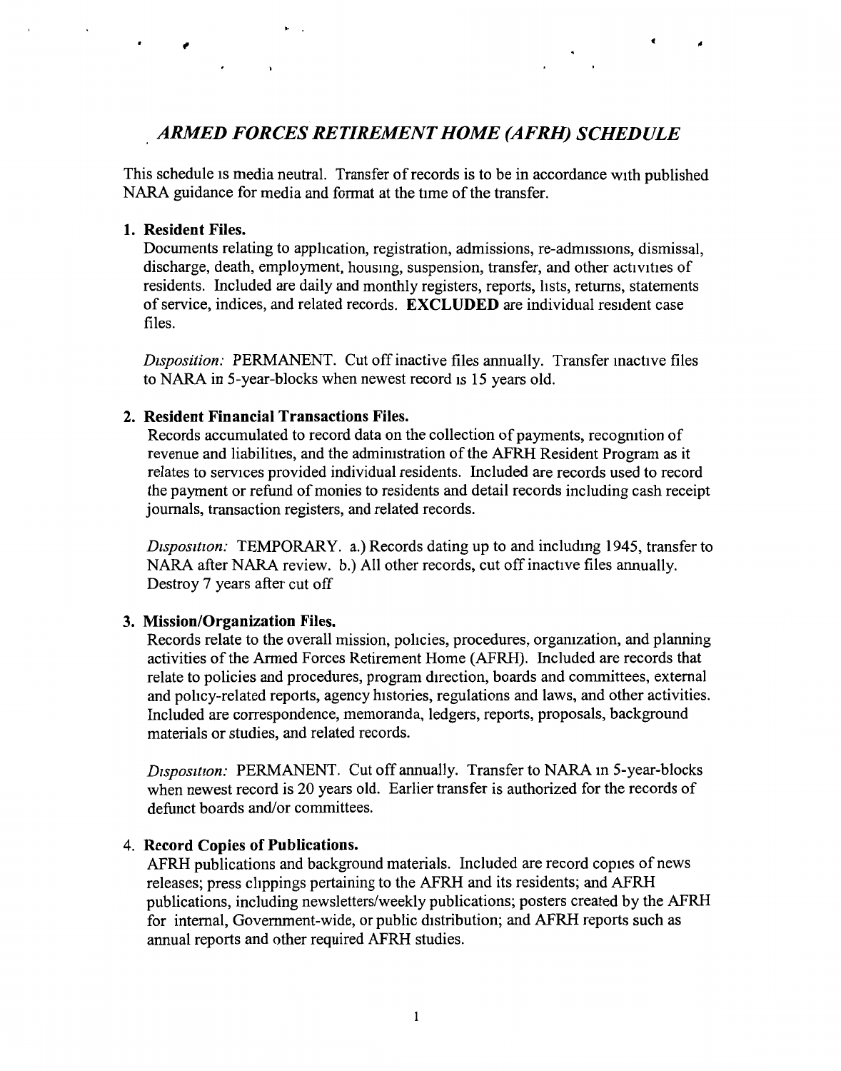## *ARMED FORCES RETIREMENT HOME (AFRH) SCHEDULE*

This schedule is media neutral. Transfer of records is to be in accordance with published NARA guidance for media and format at the time of the transfer.

1. **Resident Files.**
   Documents relating to application, registration, admissions, re-admissions, dismissal, discharge, death, employment, housing, suspension, transfer, and other activities of residents. Included are daily and monthly registers, reports, lists, returns, statements of service, indices, and related records. **EXCLUDED** are individual resident case files.

   *Disposition:* PERMANENT. Cut off inactive files annually. Transfer inactive files to NARA in 5-year-blocks when newest record is 15 years old.

2. **Resident Financial Transactions Files.**
   Records accumulated to record data on the collection of payments, recognition of revenue and liabilities, and the administration of the AFRH Resident Program as it relates to services provided individual residents. Included are records used to record the payment or refund of monies to residents and detail records including cash receipt journals, transaction registers, and related records.

   *Disposition:* TEMPORARY. a.) Records dating up to and including 1945, transfer to NARA after NARA review. b.) All other records, cut off inactive files annually. Destroy 7 years after cut off

3. **Mission/Organization Files.**
   Records relate to the overall mission, policies, procedures, organization, and planning activities of the Armed Forces Retirement Home (AFRH). Included are records that relate to policies and procedures, program direction, boards and committees, external and policy-related reports, agency histories, regulations and laws, and other activities. Included are correspondence, memoranda, ledgers, reports, proposals, background materials or studies, and related records.

   *Disposition:* PERMANENT. Cut off annually. Transfer to NARA in 5-year-blocks when newest record is 20 years old. Earlier transfer is authorized for the records of defunct boards and/or committees.

4. **Record Copies of Publications.**
   AFRH publications and background materials. Included are record copies of news releases; press clippings pertaining to the AFRH and its residents; and AFRH publications, including newsletters/weekly publications; posters created by the AFRH for internal, Government-wide, or public distribution; and AFRH reports such as annual reports and other required AFRH studies.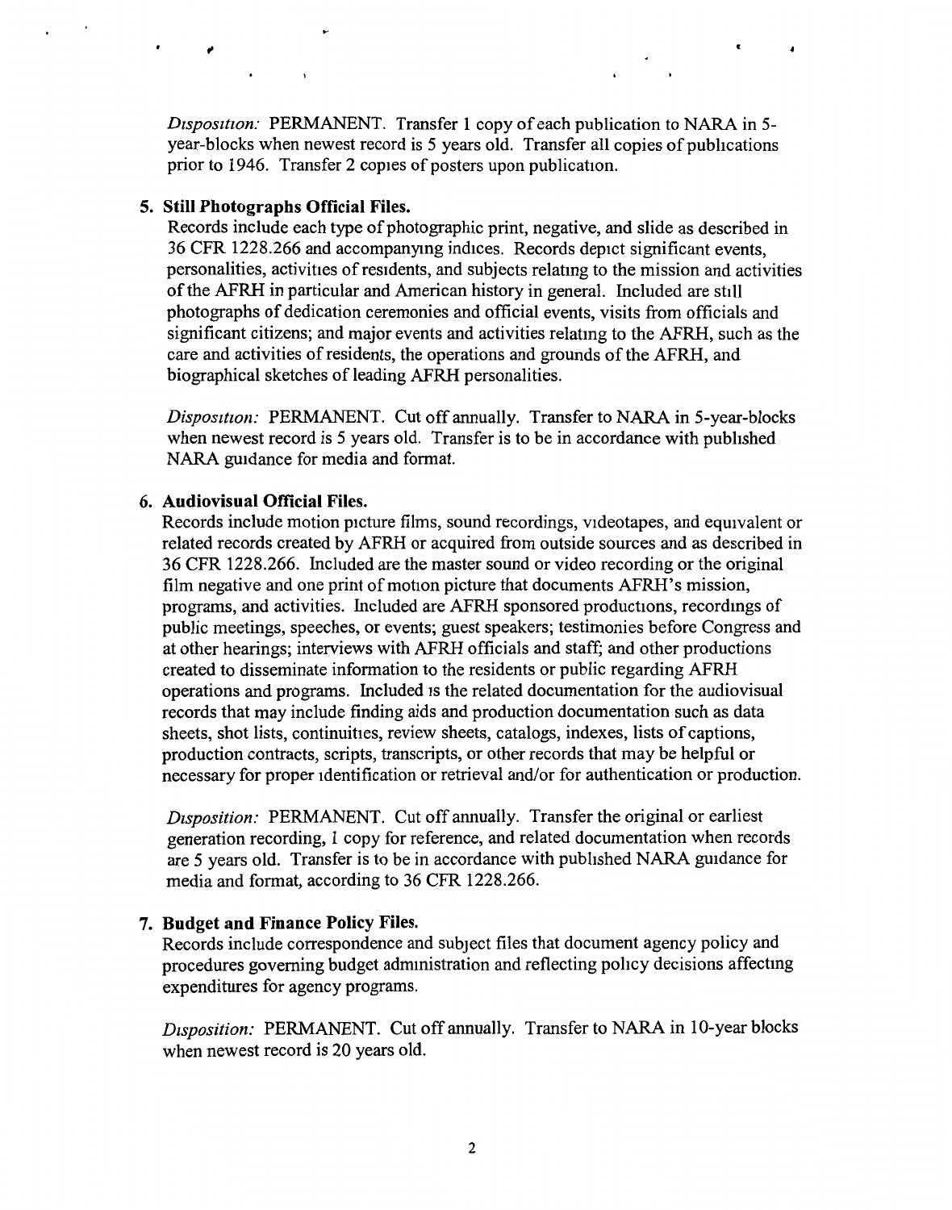*Disposition:* PERMANENT. Transfer 1 copy of each publication to NARA in 5-year-blocks when newest record is 5 years old. Transfer all copies of publications prior to 1946. Transfer 2 copies of posters upon publication.

5. **Still Photographs Official Files.**

   Records include each type of photographic print, negative, and slide as described in 36 CFR 1228.266 and accompanying indices. Records depict significant events, personalities, activities of residents, and subjects relating to the mission and activities of the AFRH in particular and American history in general. Included are still photographs of dedication ceremonies and official events, visits from officials and significant citizens; and major events and activities relating to the AFRH, such as the care and activities of residents, the operations and grounds of the AFRH, and biographical sketches of leading AFRH personalities.

   *Disposition:* PERMANENT. Cut off annually. Transfer to NARA in 5-year-blocks when newest record is 5 years old. Transfer is to be in accordance with published NARA guidance for media and format.

6. **Audiovisual Official Files.**

   Records include motion picture films, sound recordings, videotapes, and equivalent or related records created by AFRH or acquired from outside sources and as described in 36 CFR 1228.266. Included are the master sound or video recording or the original film negative and one print of motion picture that documents AFRH's mission, programs, and activities. Included are AFRH sponsored productions, recordings of public meetings, speeches, or events; guest speakers; testimonies before Congress and at other hearings; interviews with AFRH officials and staff; and other productions created to disseminate information to the residents or public regarding AFRH operations and programs. Included is the related documentation for the audiovisual records that may include finding aids and production documentation such as data sheets, shot lists, continuities, review sheets, catalogs, indexes, lists of captions, production contracts, scripts, transcripts, or other records that may be helpful or necessary for proper identification or retrieval and/or for authentication or production.

   *Disposition:* PERMANENT. Cut off annually. Transfer the original or earliest generation recording, 1 copy for reference, and related documentation when records are 5 years old. Transfer is to be in accordance with published NARA guidance for media and format, according to 36 CFR 1228.266.

7. **Budget and Finance Policy Files.**

   Records include correspondence and subject files that document agency policy and procedures governing budget administration and reflecting policy decisions affecting expenditures for agency programs.

   *Disposition:* PERMANENT. Cut off annually. Transfer to NARA in 10-year blocks when newest record is 20 years old.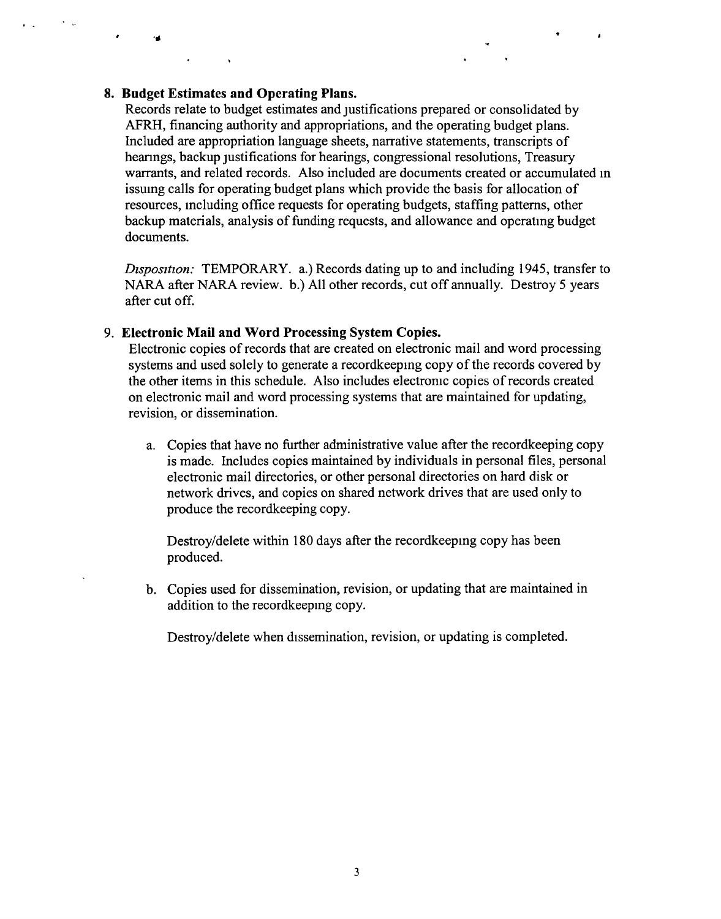8. **Budget Estimates and Operating Plans.**
   Records relate to budget estimates and justifications prepared or consolidated by AFRH, financing authority and appropriations, and the operating budget plans. Included are appropriation language sheets, narrative statements, transcripts of hearings, backup justifications for hearings, congressional resolutions, Treasury warrants, and related records. Also included are documents created or accumulated in issuing calls for operating budget plans which provide the basis for allocation of resources, including office requests for operating budgets, staffing patterns, other backup materials, analysis of funding requests, and allowance and operating budget documents.

   *Disposition:* TEMPORARY. a.) Records dating up to and including 1945, transfer to NARA after NARA review. b.) All other records, cut off annually. Destroy 5 years after cut off.

9. **Electronic Mail and Word Processing System Copies.**
   Electronic copies of records that are created on electronic mail and word processing systems and used solely to generate a recordkeeping copy of the records covered by the other items in this schedule. Also includes electronic copies of records created on electronic mail and word processing systems that are maintained for updating, revision, or dissemination.

   a. Copies that have no further administrative value after the recordkeeping copy is made. Includes copies maintained by individuals in personal files, personal electronic mail directories, or other personal directories on hard disk or network drives, and copies on shared network drives that are used only to produce the recordkeeping copy.

      Destroy/delete within 180 days after the recordkeeping copy has been produced.

   b. Copies used for dissemination, revision, or updating that are maintained in addition to the recordkeeping copy.

      Destroy/delete when dissemination, revision, or updating is completed.